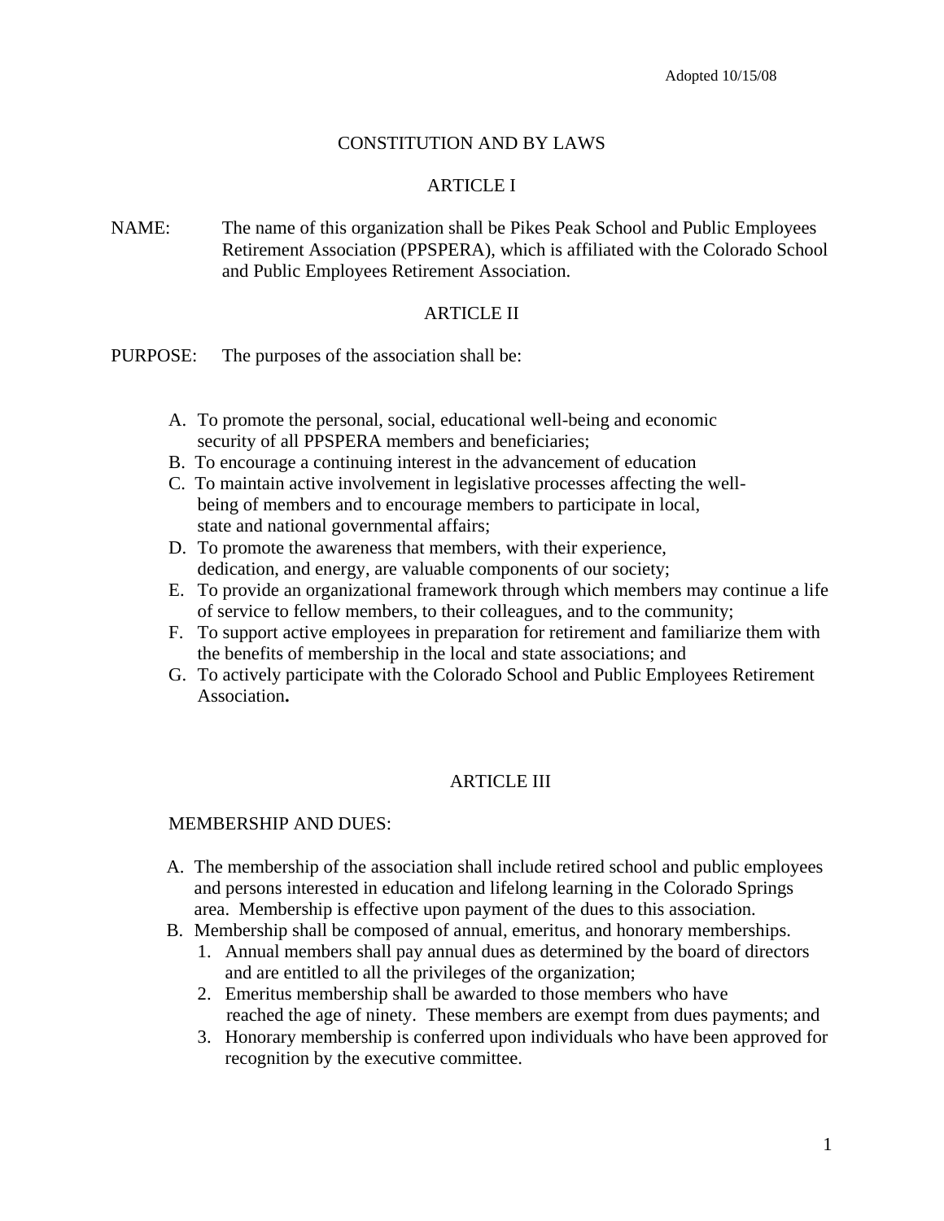Adopted 10/15/08

# CONSTITUTION AND BY LAWS

## ARTICLE I

NAME: The name of this organization shall be Pikes Peak School and Public Employees Retirement Association (PPSPERA), which is affiliated with the Colorado School and Public Employees Retirement Association.

## ARTICLE II

PURPOSE: The purposes of the association shall be:

A. To promote the personal, social, educational well-being and economic security of all PPSPERA members and beneficiaries;
B. To encourage a continuing interest in the advancement of education
C. To maintain active involvement in legislative processes affecting the well-being of members and to encourage members to participate in local, state and national governmental affairs;
D. To promote the awareness that members, with their experience, dedication, and energy, are valuable components of our society;
E. To provide an organizational framework through which members may continue a life of service to fellow members, to their colleagues, and to the community;
F. To support active employees in preparation for retirement and familiarize them with the benefits of membership in the local and state associations; and
G. To actively participate with the Colorado School and Public Employees Retirement Association**.**

## ARTICLE III

MEMBERSHIP AND DUES:

A. The membership of the association shall include retired school and public employees and persons interested in education and lifelong learning in the Colorado Springs area. Membership is effective upon payment of the dues to this association.
B. Membership shall be composed of annual, emeritus, and honorary memberships.
   1. Annual members shall pay annual dues as determined by the board of directors and are entitled to all the privileges of the organization;
   2. Emeritus membership shall be awarded to those members who have reached the age of ninety. These members are exempt from dues payments; and
   3. Honorary membership is conferred upon individuals who have been approved for recognition by the executive committee.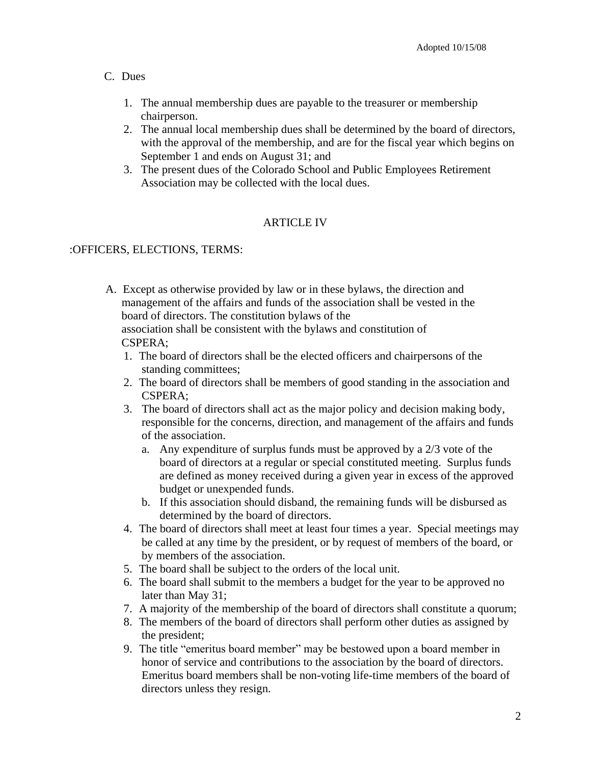C. Dues

1. The annual membership dues are payable to the treasurer or membership chairperson.
2. The annual local membership dues shall be determined by the board of directors, with the approval of the membership, and are for the fiscal year which begins on September 1 and ends on August 31; and
3. The present dues of the Colorado School and Public Employees Retirement Association may be collected with the local dues.

## ARTICLE IV

:OFFICERS, ELECTIONS, TERMS:

A. Except as otherwise provided by law or in these bylaws, the direction and management of the affairs and funds of the association shall be vested in the board of directors. The constitution bylaws of the association shall be consistent with the bylaws and constitution of CSPERA;

1. The board of directors shall be the elected officers and chairpersons of the standing committees;
2. The board of directors shall be members of good standing in the association and CSPERA;
3. The board of directors shall act as the major policy and decision making body, responsible for the concerns, direction, and management of the affairs and funds of the association.
   a. Any expenditure of surplus funds must be approved by a 2/3 vote of the board of directors at a regular or special constituted meeting. Surplus funds are defined as money received during a given year in excess of the approved budget or unexpended funds.
   b. If this association should disband, the remaining funds will be disbursed as determined by the board of directors.
4. The board of directors shall meet at least four times a year. Special meetings may be called at any time by the president, or by request of members of the board, or by members of the association.
5. The board shall be subject to the orders of the local unit.
6. The board shall submit to the members a budget for the year to be approved no later than May 31;
7. A majority of the membership of the board of directors shall constitute a quorum;
8. The members of the board of directors shall perform other duties as assigned by the president;
9. The title "emeritus board member" may be bestowed upon a board member in honor of service and contributions to the association by the board of directors. Emeritus board members shall be non-voting life-time members of the board of directors unless they resign.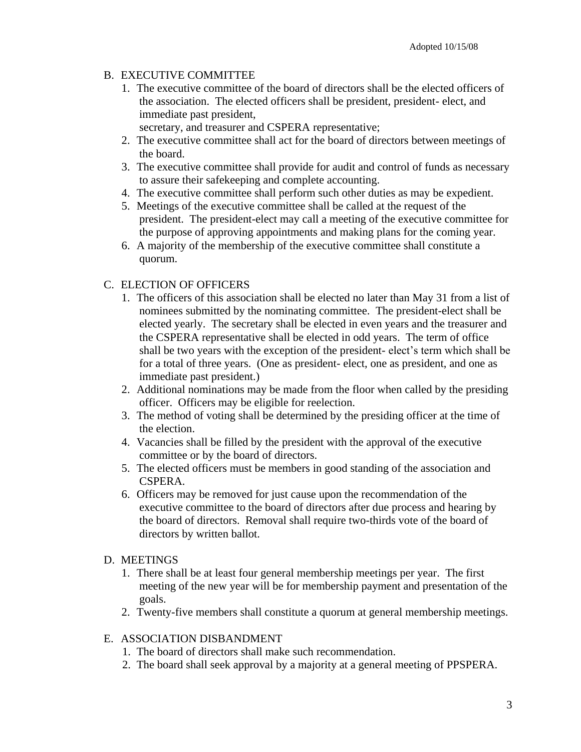Adopted 10/15/08

B. EXECUTIVE COMMITTEE

1. The executive committee of the board of directors shall be the elected officers of the association. The elected officers shall be president, president- elect, and immediate past president,
   secretary, and treasurer and CSPERA representative;
2. The executive committee shall act for the board of directors between meetings of the board.
3. The executive committee shall provide for audit and control of funds as necessary to assure their safekeeping and complete accounting.
4. The executive committee shall perform such other duties as may be expedient.
5. Meetings of the executive committee shall be called at the request of the president. The president-elect may call a meeting of the executive committee for the purpose of approving appointments and making plans for the coming year.
6. A majority of the membership of the executive committee shall constitute a quorum.

C. ELECTION OF OFFICERS

1. The officers of this association shall be elected no later than May 31 from a list of nominees submitted by the nominating committee. The president-elect shall be elected yearly. The secretary shall be elected in even years and the treasurer and the CSPERA representative shall be elected in odd years. The term of office shall be two years with the exception of the president- elect's term which shall be for a total of three years. (One as president- elect, one as president, and one as immediate past president.)
2. Additional nominations may be made from the floor when called by the presiding officer. Officers may be eligible for reelection.
3. The method of voting shall be determined by the presiding officer at the time of the election.
4. Vacancies shall be filled by the president with the approval of the executive committee or by the board of directors.
5. The elected officers must be members in good standing of the association and CSPERA.
6. Officers may be removed for just cause upon the recommendation of the executive committee to the board of directors after due process and hearing by the board of directors. Removal shall require two-thirds vote of the board of directors by written ballot.

D. MEETINGS

1. There shall be at least four general membership meetings per year. The first meeting of the new year will be for membership payment and presentation of the goals.
2. Twenty-five members shall constitute a quorum at general membership meetings.

E. ASSOCIATION DISBANDMENT

1. The board of directors shall make such recommendation.
2. The board shall seek approval by a majority at a general meeting of PPSPERA.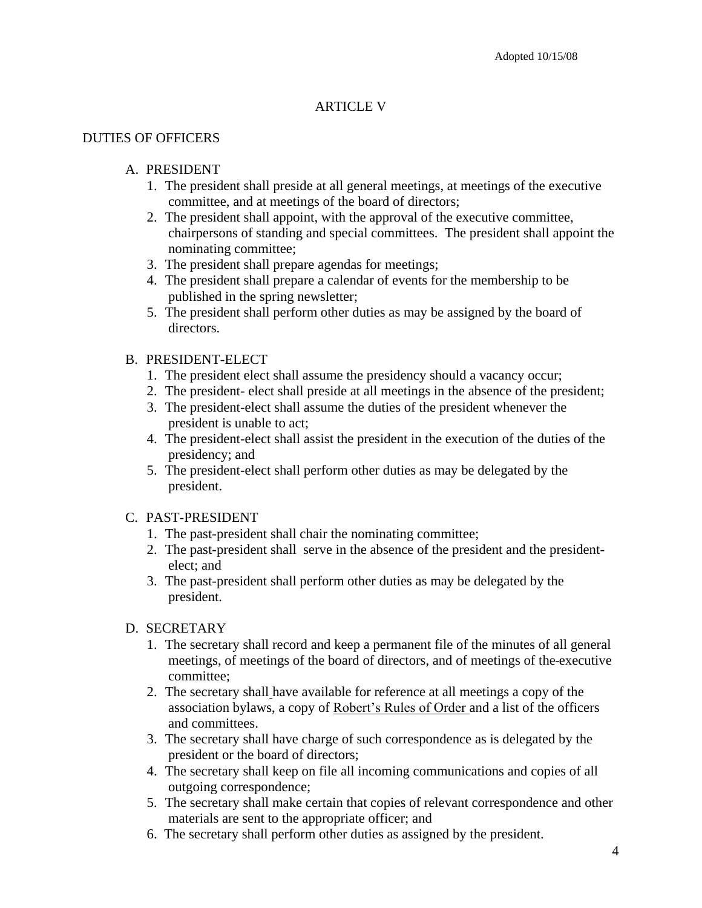Adopted 10/15/08

# ARTICLE V

## DUTIES OF OFFICERS

A. PRESIDENT
   1. The president shall preside at all general meetings, at meetings of the executive committee, and at meetings of the board of directors;
   2. The president shall appoint, with the approval of the executive committee, chairpersons of standing and special committees. The president shall appoint the nominating committee;
   3. The president shall prepare agendas for meetings;
   4. The president shall prepare a calendar of events for the membership to be published in the spring newsletter;
   5. The president shall perform other duties as may be assigned by the board of directors.

B. PRESIDENT-ELECT
   1. The president elect shall assume the presidency should a vacancy occur;
   2. The president- elect shall preside at all meetings in the absence of the president;
   3. The president-elect shall assume the duties of the president whenever the president is unable to act;
   4. The president-elect shall assist the president in the execution of the duties of the presidency; and
   5. The president-elect shall perform other duties as may be delegated by the president.

C. PAST-PRESIDENT
   1. The past-president shall chair the nominating committee;
   2. The past-president shall serve in the absence of the president and the president-elect; and
   3. The past-president shall perform other duties as may be delegated by the president.

D. SECRETARY
   1. The secretary shall record and keep a permanent file of the minutes of all general meetings, of meetings of the board of directors, and of meetings of the executive committee;
   2. The secretary shall have available for reference at all meetings a copy of the association bylaws, a copy of Robert's Rules of Order and a list of the officers and committees.
   3. The secretary shall have charge of such correspondence as is delegated by the president or the board of directors;
   4. The secretary shall keep on file all incoming communications and copies of all outgoing correspondence;
   5. The secretary shall make certain that copies of relevant correspondence and other materials are sent to the appropriate officer; and
   6. The secretary shall perform other duties as assigned by the president.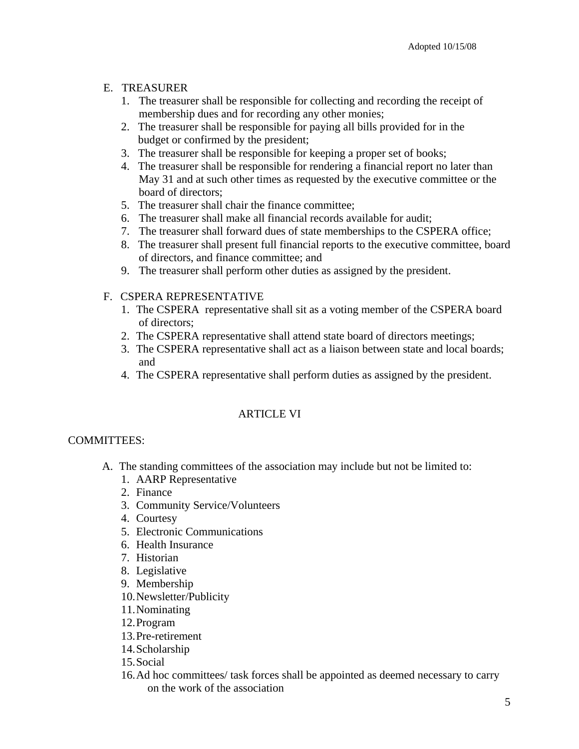E. TREASURER
   1. The treasurer shall be responsible for collecting and recording the receipt of membership dues and for recording any other monies;
   2. The treasurer shall be responsible for paying all bills provided for in the budget or confirmed by the president;
   3. The treasurer shall be responsible for keeping a proper set of books;
   4. The treasurer shall be responsible for rendering a financial report no later than May 31 and at such other times as requested by the executive committee or the board of directors;
   5. The treasurer shall chair the finance committee;
   6. The treasurer shall make all financial records available for audit;
   7. The treasurer shall forward dues of state memberships to the CSPERA office;
   8. The treasurer shall present full financial reports to the executive committee, board of directors, and finance committee; and
   9. The treasurer shall perform other duties as assigned by the president.

F. CSPERA REPRESENTATIVE
   1. The CSPERA representative shall sit as a voting member of the CSPERA board of directors;
   2. The CSPERA representative shall attend state board of directors meetings;
   3. The CSPERA representative shall act as a liaison between state and local boards; and
   4. The CSPERA representative shall perform duties as assigned by the president.

## ARTICLE VI

COMMITTEES:

A. The standing committees of the association may include but not be limited to:
   1. AARP Representative
   2. Finance
   3. Community Service/Volunteers
   4. Courtesy
   5. Electronic Communications
   6. Health Insurance
   7. Historian
   8. Legislative
   9. Membership
   10. Newsletter/Publicity
   11. Nominating
   12. Program
   13. Pre-retirement
   14. Scholarship
   15. Social
   16. Ad hoc committees/ task forces shall be appointed as deemed necessary to carry on the work of the association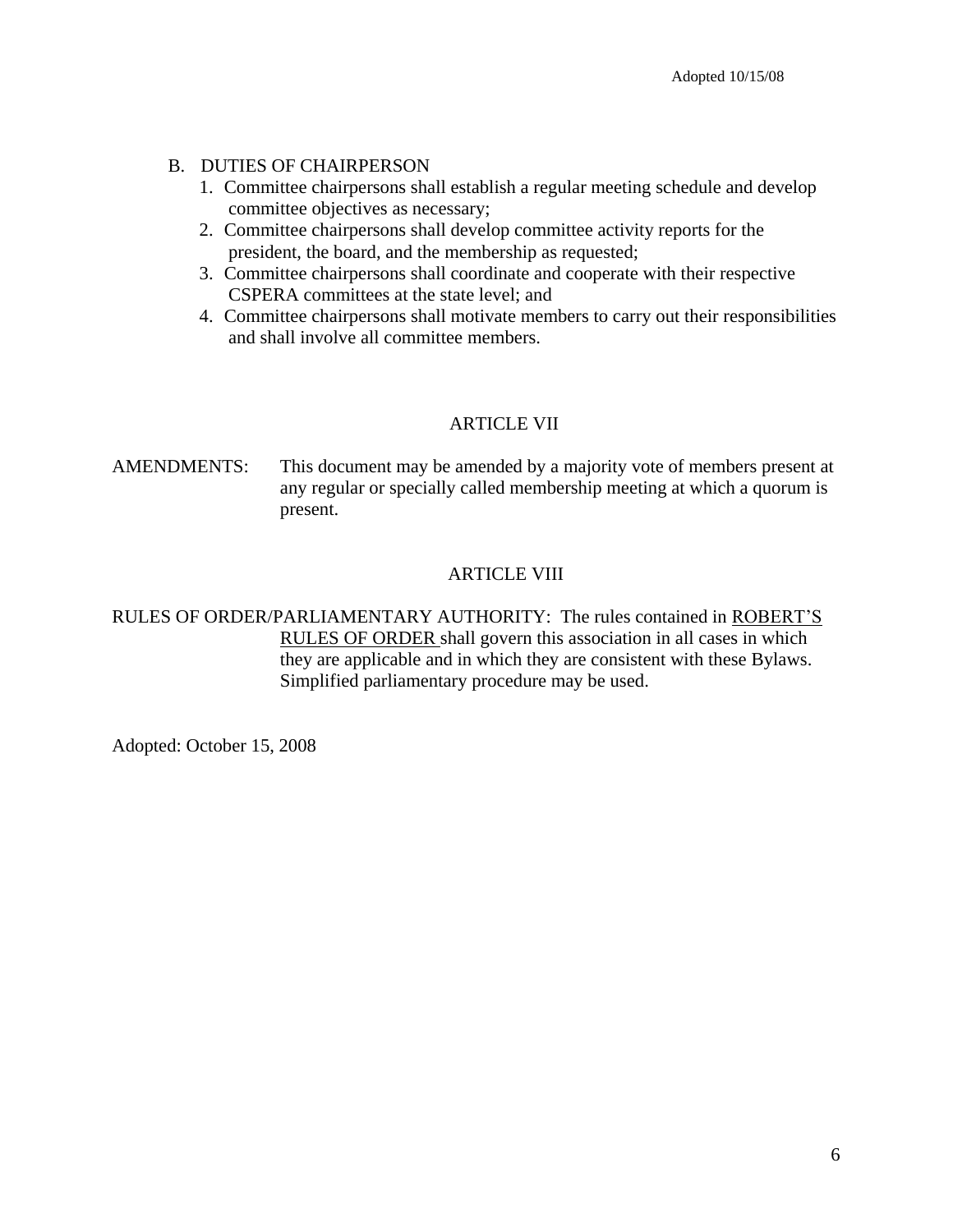B. DUTIES OF CHAIRPERSON

1. Committee chairpersons shall establish a regular meeting schedule and develop committee objectives as necessary;
2. Committee chairpersons shall develop committee activity reports for the president, the board, and the membership as requested;
3. Committee chairpersons shall coordinate and cooperate with their respective CSPERA committees at the state level; and
4. Committee chairpersons shall motivate members to carry out their responsibilities and shall involve all committee members.

## ARTICLE VII

AMENDMENTS: This document may be amended by a majority vote of members present at any regular or specially called membership meeting at which a quorum is present.

## ARTICLE VIII

RULES OF ORDER/PARLIAMENTARY AUTHORITY: The rules contained in ROBERT'S RULES OF ORDER shall govern this association in all cases in which they are applicable and in which they are consistent with these Bylaws. Simplified parliamentary procedure may be used.

Adopted: October 15, 2008